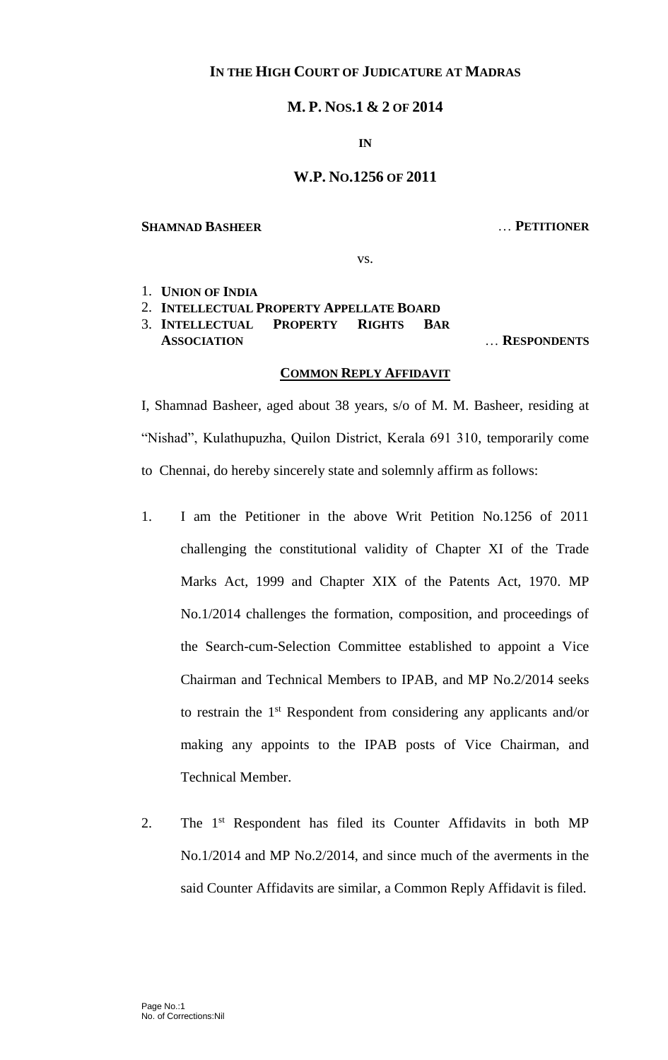**IN THE HIGH COURT OF JUDICATURE AT MADRAS**

**M. P. NOS.1 & 2 OF 2014**

**IN**

**W.P. NO.1256 OF 2011**

**SHAMNAD BASHEER** … **PETITIONER**

vs.

1. **UNION OF INDIA**
2. **INTELLECTUAL PROPERTY APPELLATE BOARD**
3. **INTELLECTUAL PROPERTY RIGHTS BAR ASSOCIATION** … **RESPONDENTS**

**COMMON REPLY AFFIDAVIT**

I, Shamnad Basheer, aged about 38 years, s/o of M. M. Basheer, residing at "Nishad", Kulathupuzha, Quilon District, Kerala 691 310, temporarily come to Chennai, do hereby sincerely state and solemnly affirm as follows:

1. I am the Petitioner in the above Writ Petition No.1256 of 2011 challenging the constitutional validity of Chapter XI of the Trade Marks Act, 1999 and Chapter XIX of the Patents Act, 1970. MP No.1/2014 challenges the formation, composition, and proceedings of the Search-cum-Selection Committee established to appoint a Vice Chairman and Technical Members to IPAB, and MP No.2/2014 seeks to restrain the 1st Respondent from considering any applicants and/or making any appoints to the IPAB posts of Vice Chairman, and Technical Member.

2. The 1st Respondent has filed its Counter Affidavits in both MP No.1/2014 and MP No.2/2014, and since much of the averments in the said Counter Affidavits are similar, a Common Reply Affidavit is filed.

Page No.:1
No. of Corrections:Nil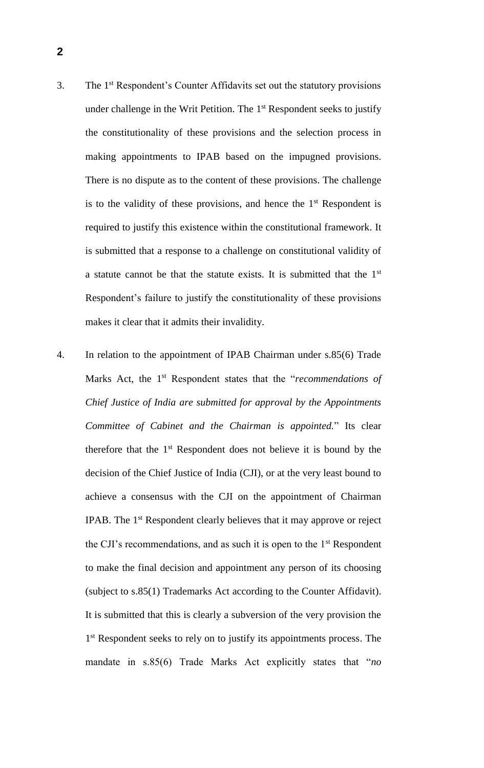3. The 1st Respondent's Counter Affidavits set out the statutory provisions under challenge in the Writ Petition. The 1st Respondent seeks to justify the constitutionality of these provisions and the selection process in making appointments to IPAB based on the impugned provisions. There is no dispute as to the content of these provisions. The challenge is to the validity of these provisions, and hence the 1st Respondent is required to justify this existence within the constitutional framework. It is submitted that a response to a challenge on constitutional validity of a statute cannot be that the statute exists. It is submitted that the 1st Respondent's failure to justify the constitutionality of these provisions makes it clear that it admits their invalidity.

4. In relation to the appointment of IPAB Chairman under s.85(6) Trade Marks Act, the 1st Respondent states that the "*recommendations of Chief Justice of India are submitted for approval by the Appointments Committee of Cabinet and the Chairman is appointed.*" Its clear therefore that the 1st Respondent does not believe it is bound by the decision of the Chief Justice of India (CJI), or at the very least bound to achieve a consensus with the CJI on the appointment of Chairman IPAB. The 1st Respondent clearly believes that it may approve or reject the CJI's recommendations, and as such it is open to the 1st Respondent to make the final decision and appointment any person of its choosing (subject to s.85(1) Trademarks Act according to the Counter Affidavit). It is submitted that this is clearly a subversion of the very provision the 1st Respondent seeks to rely on to justify its appointments process. The mandate in s.85(6) Trade Marks Act explicitly states that "*no*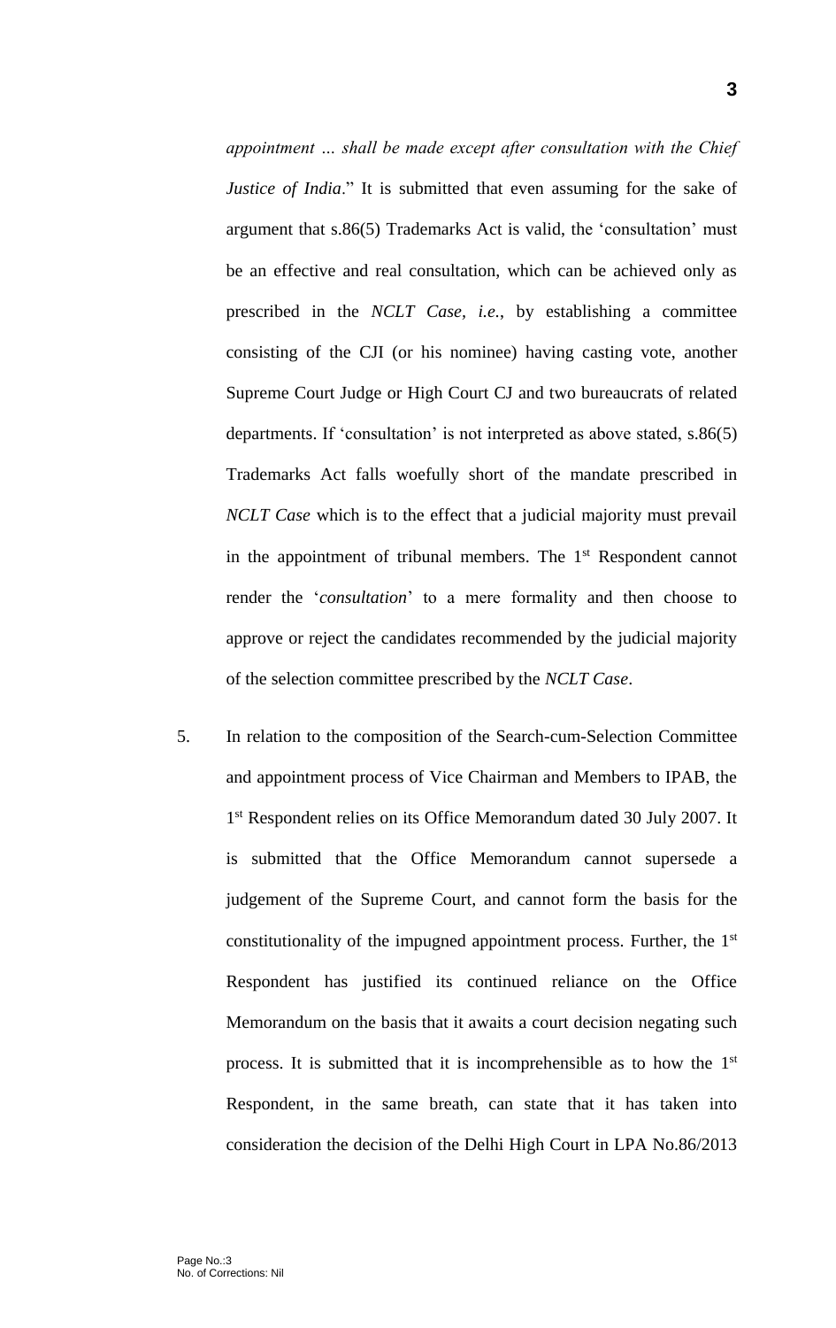*appointment … shall be made except after consultation with the Chief Justice of India*." It is submitted that even assuming for the sake of argument that s.86(5) Trademarks Act is valid, the 'consultation' must be an effective and real consultation, which can be achieved only as prescribed in the *NCLT Case*, *i.e.*, by establishing a committee consisting of the CJI (or his nominee) having casting vote, another Supreme Court Judge or High Court CJ and two bureaucrats of related departments. If 'consultation' is not interpreted as above stated, s.86(5) Trademarks Act falls woefully short of the mandate prescribed in *NCLT Case* which is to the effect that a judicial majority must prevail in the appointment of tribunal members. The 1st Respondent cannot render the '*consultation*' to a mere formality and then choose to approve or reject the candidates recommended by the judicial majority of the selection committee prescribed by the *NCLT Case*.

5. In relation to the composition of the Search-cum-Selection Committee and appointment process of Vice Chairman and Members to IPAB, the 1st Respondent relies on its Office Memorandum dated 30 July 2007. It is submitted that the Office Memorandum cannot supersede a judgement of the Supreme Court, and cannot form the basis for the constitutionality of the impugned appointment process. Further, the 1st Respondent has justified its continued reliance on the Office Memorandum on the basis that it awaits a court decision negating such process. It is submitted that it is incomprehensible as to how the 1st Respondent, in the same breath, can state that it has taken into consideration the decision of the Delhi High Court in LPA No.86/2013

Page No.:3
No. of Corrections: Nil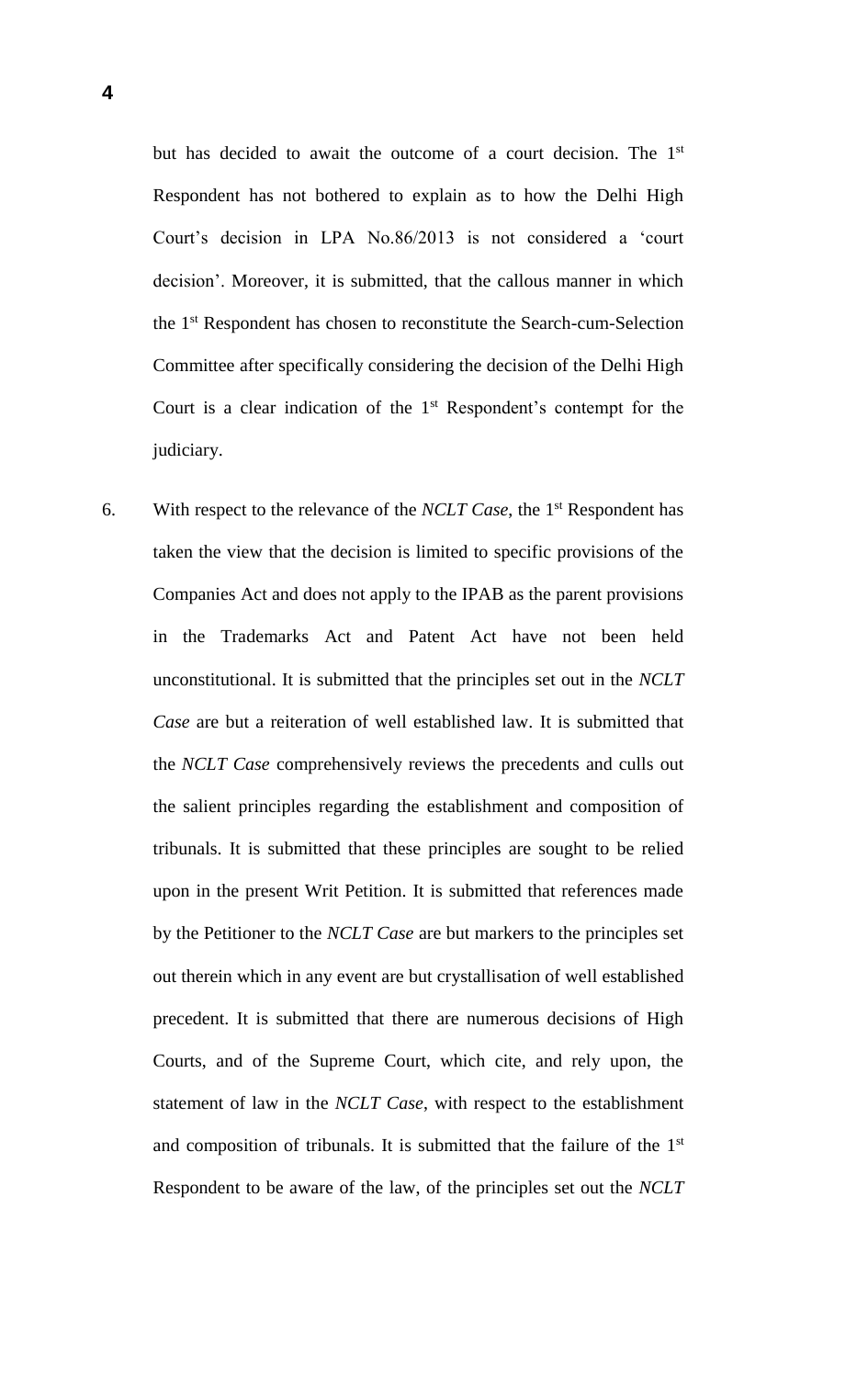but has decided to await the outcome of a court decision. The 1st Respondent has not bothered to explain as to how the Delhi High Court's decision in LPA No.86/2013 is not considered a 'court decision'. Moreover, it is submitted, that the callous manner in which the 1st Respondent has chosen to reconstitute the Search-cum-Selection Committee after specifically considering the decision of the Delhi High Court is a clear indication of the 1st Respondent's contempt for the judiciary.

6. With respect to the relevance of the *NCLT Case*, the 1st Respondent has taken the view that the decision is limited to specific provisions of the Companies Act and does not apply to the IPAB as the parent provisions in the Trademarks Act and Patent Act have not been held unconstitutional. It is submitted that the principles set out in the *NCLT Case* are but a reiteration of well established law. It is submitted that the *NCLT Case* comprehensively reviews the precedents and culls out the salient principles regarding the establishment and composition of tribunals. It is submitted that these principles are sought to be relied upon in the present Writ Petition. It is submitted that references made by the Petitioner to the *NCLT Case* are but markers to the principles set out therein which in any event are but crystallisation of well established precedent. It is submitted that there are numerous decisions of High Courts, and of the Supreme Court, which cite, and rely upon, the statement of law in the *NCLT Case*, with respect to the establishment and composition of tribunals. It is submitted that the failure of the 1st Respondent to be aware of the law, of the principles set out the *NCLT*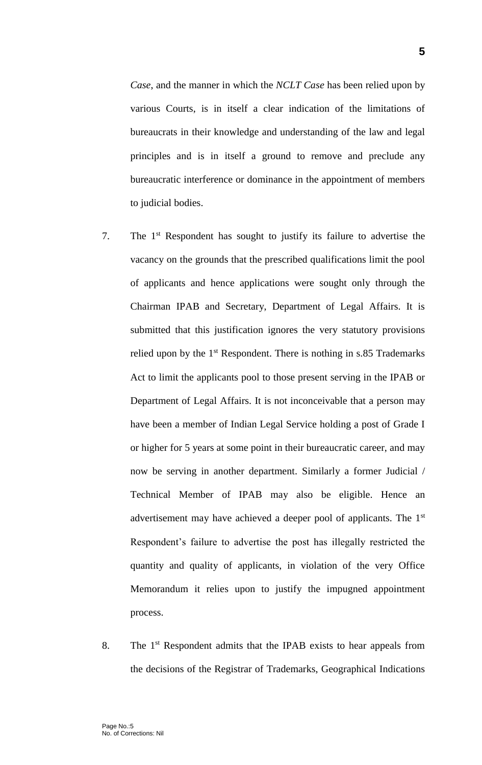*Case*, and the manner in which the *NCLT Case* has been relied upon by various Courts, is in itself a clear indication of the limitations of bureaucrats in their knowledge and understanding of the law and legal principles and is in itself a ground to remove and preclude any bureaucratic interference or dominance in the appointment of members to judicial bodies.

7. The 1st Respondent has sought to justify its failure to advertise the vacancy on the grounds that the prescribed qualifications limit the pool of applicants and hence applications were sought only through the Chairman IPAB and Secretary, Department of Legal Affairs. It is submitted that this justification ignores the very statutory provisions relied upon by the 1st Respondent. There is nothing in s.85 Trademarks Act to limit the applicants pool to those present serving in the IPAB or Department of Legal Affairs. It is not inconceivable that a person may have been a member of Indian Legal Service holding a post of Grade I or higher for 5 years at some point in their bureaucratic career, and may now be serving in another department. Similarly a former Judicial / Technical Member of IPAB may also be eligible. Hence an advertisement may have achieved a deeper pool of applicants. The 1st Respondent's failure to advertise the post has illegally restricted the quantity and quality of applicants, in violation of the very Office Memorandum it relies upon to justify the impugned appointment process.

8. The 1st Respondent admits that the IPAB exists to hear appeals from the decisions of the Registrar of Trademarks, Geographical Indications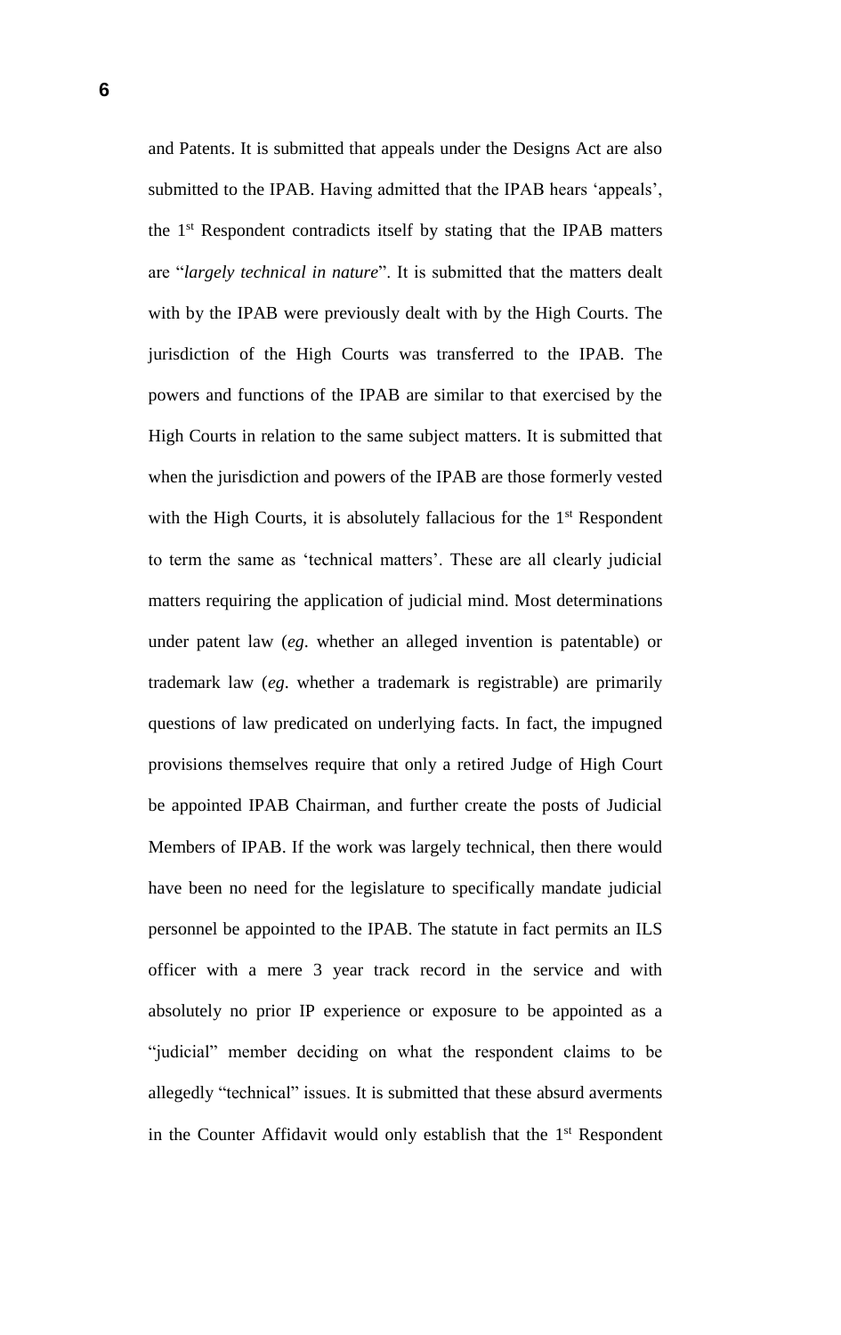and Patents. It is submitted that appeals under the Designs Act are also submitted to the IPAB. Having admitted that the IPAB hears 'appeals', the 1st Respondent contradicts itself by stating that the IPAB matters are "*largely technical in nature*". It is submitted that the matters dealt with by the IPAB were previously dealt with by the High Courts. The jurisdiction of the High Courts was transferred to the IPAB. The powers and functions of the IPAB are similar to that exercised by the High Courts in relation to the same subject matters. It is submitted that when the jurisdiction and powers of the IPAB are those formerly vested with the High Courts, it is absolutely fallacious for the 1st Respondent to term the same as 'technical matters'. These are all clearly judicial matters requiring the application of judicial mind. Most determinations under patent law (*eg*. whether an alleged invention is patentable) or trademark law (*eg*. whether a trademark is registrable) are primarily questions of law predicated on underlying facts. In fact, the impugned provisions themselves require that only a retired Judge of High Court be appointed IPAB Chairman, and further create the posts of Judicial Members of IPAB. If the work was largely technical, then there would have been no need for the legislature to specifically mandate judicial personnel be appointed to the IPAB. The statute in fact permits an ILS officer with a mere 3 year track record in the service and with absolutely no prior IP experience or exposure to be appointed as a "judicial" member deciding on what the respondent claims to be allegedly "technical" issues. It is submitted that these absurd averments in the Counter Affidavit would only establish that the 1st Respondent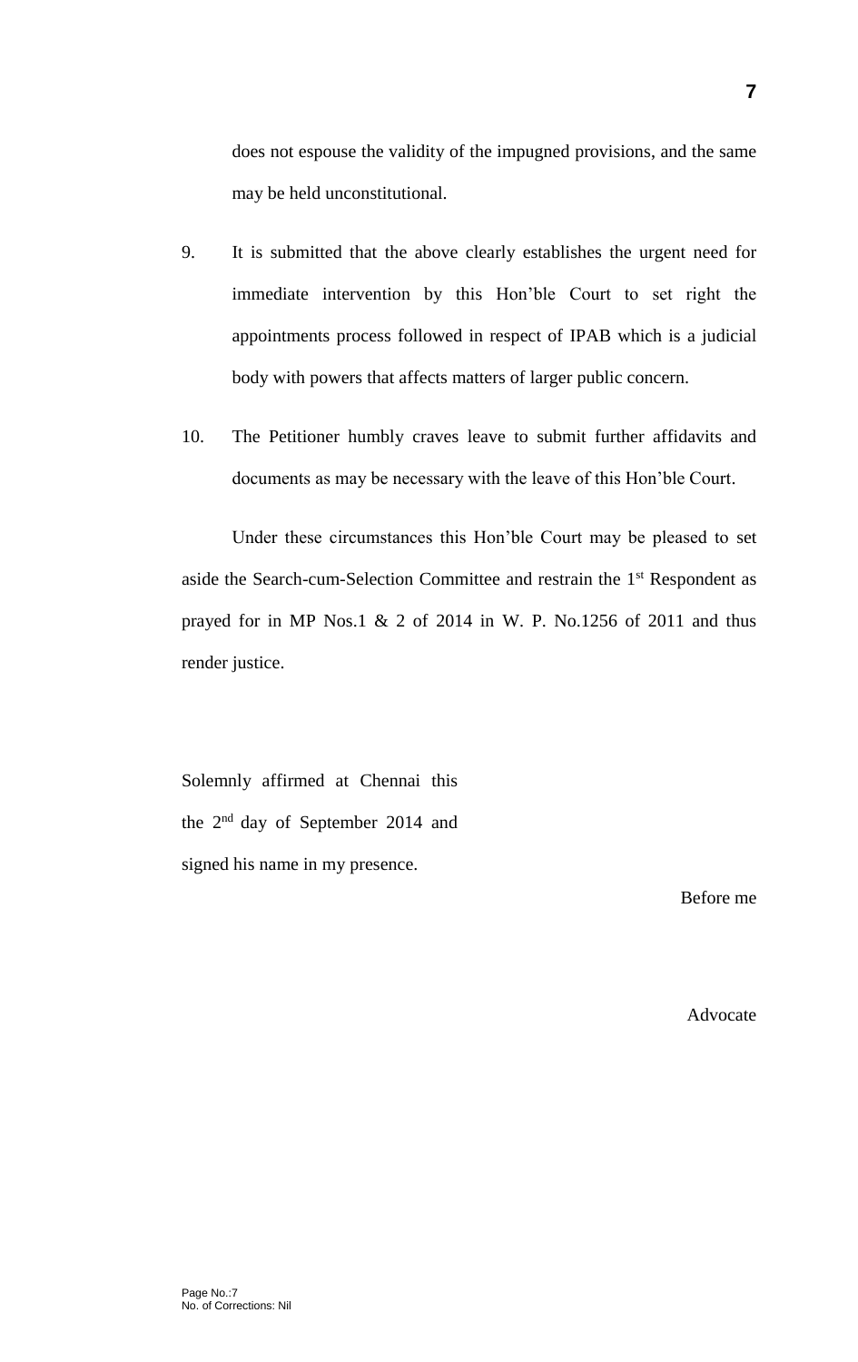does not espouse the validity of the impugned provisions, and the same may be held unconstitutional.

9. It is submitted that the above clearly establishes the urgent need for immediate intervention by this Hon'ble Court to set right the appointments process followed in respect of IPAB which is a judicial body with powers that affects matters of larger public concern.

10. The Petitioner humbly craves leave to submit further affidavits and documents as may be necessary with the leave of this Hon'ble Court.

Under these circumstances this Hon'ble Court may be pleased to set aside the Search-cum-Selection Committee and restrain the 1st Respondent as prayed for in MP Nos.1 & 2 of 2014 in W. P. No.1256 of 2011 and thus render justice.

Solemnly affirmed at Chennai this the 2nd day of September 2014 and signed his name in my presence.

Before me

Advocate

No. of Corrections: Nil